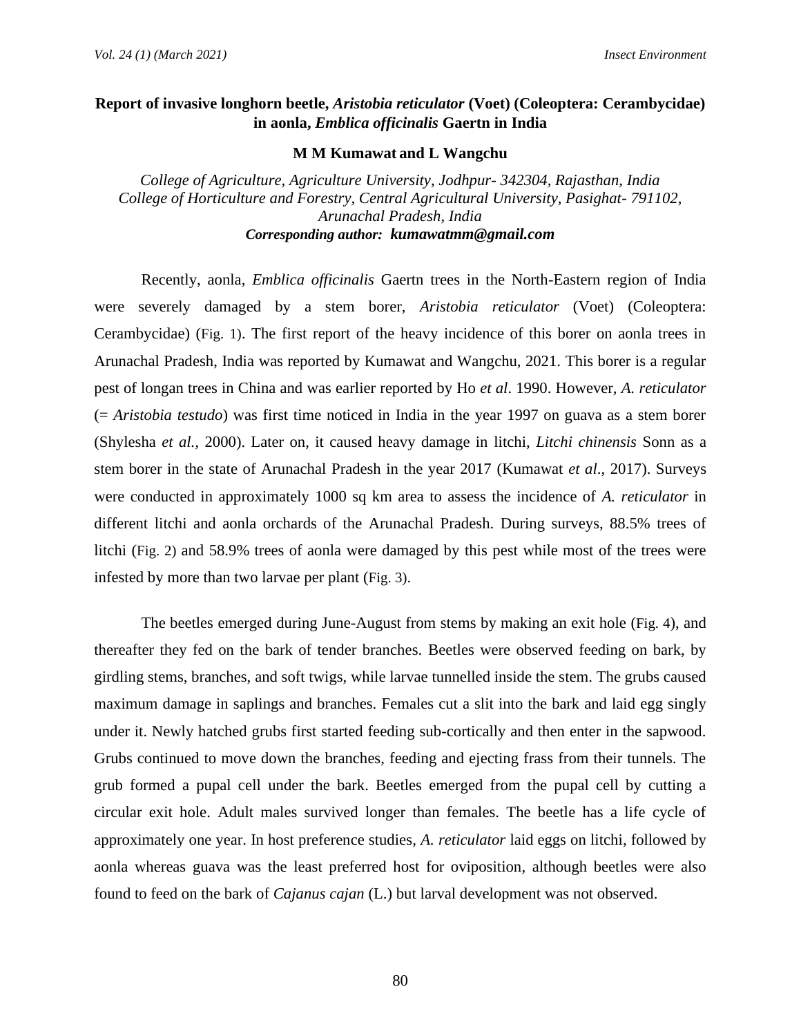# Report of invasive longhorn beetle, *Aristobia reticulator* (Voet) (Coleoptera: Cerambycidae) in aonla, *Emblica officinalis* Gaertn in India

**M M Kumawat and L Wangchu**

*College of Agriculture, Agriculture University, Jodhpur- 342304, Rajasthan, India*
*College of Horticulture and Forestry, Central Agricultural University, Pasighat- 791102, Arunachal Pradesh, India*
***Corresponding author: kumawatmm@gmail.com***

Recently, aonla, *Emblica officinalis* Gaertn trees in the North-Eastern region of India were severely damaged by a stem borer, *Aristobia reticulator* (Voet) (Coleoptera: Cerambycidae) (Fig. 1). The first report of the heavy incidence of this borer on aonla trees in Arunachal Pradesh, India was reported by Kumawat and Wangchu, 2021. This borer is a regular pest of longan trees in China and was earlier reported by Ho *et al*. 1990. However, *A. reticulator* (= *Aristobia testudo*) was first time noticed in India in the year 1997 on guava as a stem borer (Shylesha *et al.,* 2000). Later on, it caused heavy damage in litchi, *Litchi chinensis* Sonn as a stem borer in the state of Arunachal Pradesh in the year 2017 (Kumawat *et al*., 2017). Surveys were conducted in approximately 1000 sq km area to assess the incidence of *A. reticulator* in different litchi and aonla orchards of the Arunachal Pradesh. During surveys, 88.5% trees of litchi (Fig. 2) and 58.9% trees of aonla were damaged by this pest while most of the trees were infested by more than two larvae per plant (Fig. 3).

The beetles emerged during June-August from stems by making an exit hole (Fig. 4), and thereafter they fed on the bark of tender branches. Beetles were observed feeding on bark, by girdling stems, branches, and soft twigs, while larvae tunnelled inside the stem. The grubs caused maximum damage in saplings and branches. Females cut a slit into the bark and laid egg singly under it. Newly hatched grubs first started feeding sub-cortically and then enter in the sapwood. Grubs continued to move down the branches, feeding and ejecting frass from their tunnels. The grub formed a pupal cell under the bark. Beetles emerged from the pupal cell by cutting a circular exit hole. Adult males survived longer than females. The beetle has a life cycle of approximately one year. In host preference studies, *A. reticulator* laid eggs on litchi, followed by aonla whereas guava was the least preferred host for oviposition, although beetles were also found to feed on the bark of *Cajanus cajan* (L.) but larval development was not observed.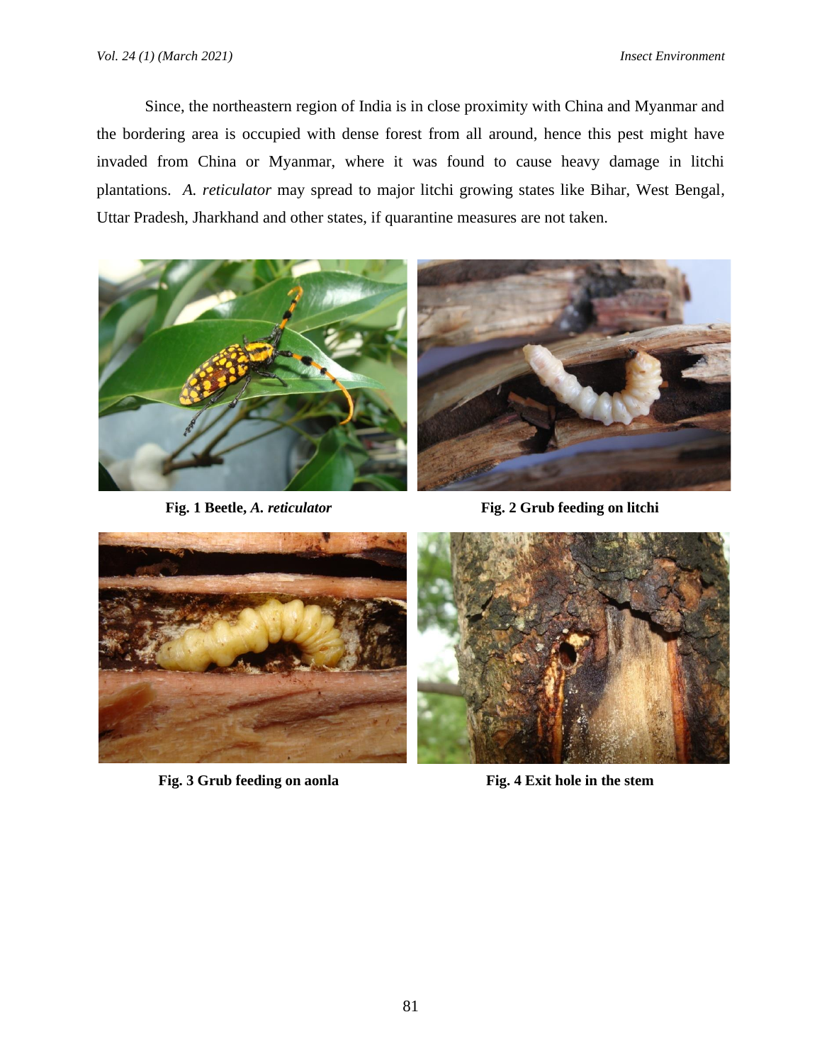Since, the northeastern region of India is in close proximity with China and Myanmar and the bordering area is occupied with dense forest from all around, hence this pest might have invaded from China or Myanmar, where it was found to cause heavy damage in litchi plantations. *A. reticulator* may spread to major litchi growing states like Bihar, West Bengal, Uttar Pradesh, Jharkhand and other states, if quarantine measures are not taken.

**Fig. 1 Beetle, *A. reticulator***

**Fig. 2 Grub feeding on litchi**

**Fig. 3 Grub feeding on aonla**

**Fig. 4 Exit hole in the stem**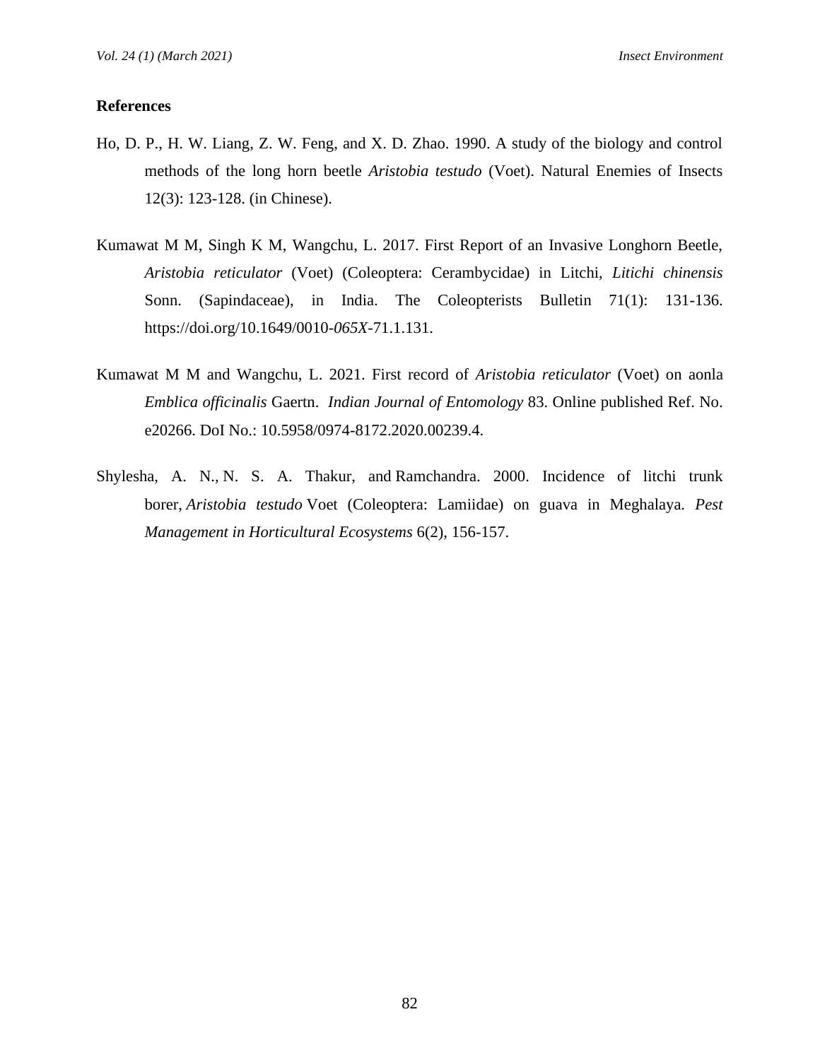## References

Ho, D. P., H. W. Liang, Z. W. Feng, and X. D. Zhao. 1990. A study of the biology and control methods of the long horn beetle *Aristobia testudo* (Voet). Natural Enemies of Insects 12(3): 123-128. (in Chinese).

Kumawat M M, Singh K M, Wangchu, L. 2017. First Report of an Invasive Longhorn Beetle, *Aristobia reticulator* (Voet) (Coleoptera: Cerambycidae) in Litchi, *Litichi chinensis* Sonn. (Sapindaceae), in India. The Coleopterists Bulletin 71(1): 131-136. https://doi.org/10.1649/0010-*065X*-71.1.131.

Kumawat M M and Wangchu, L. 2021. First record of *Aristobia reticulator* (Voet) on aonla *Emblica officinalis* Gaertn. *Indian Journal of Entomology* 83. Online published Ref. No. e20266. DoI No.: 10.5958/0974-8172.2020.00239.4.

Shylesha, A. N., N. S. A. Thakur, and Ramchandra. 2000. Incidence of litchi trunk borer, *Aristobia testudo* Voet (Coleoptera: Lamiidae) on guava in Meghalaya. *Pest Management in Horticultural Ecosystems* 6(2), 156-157.